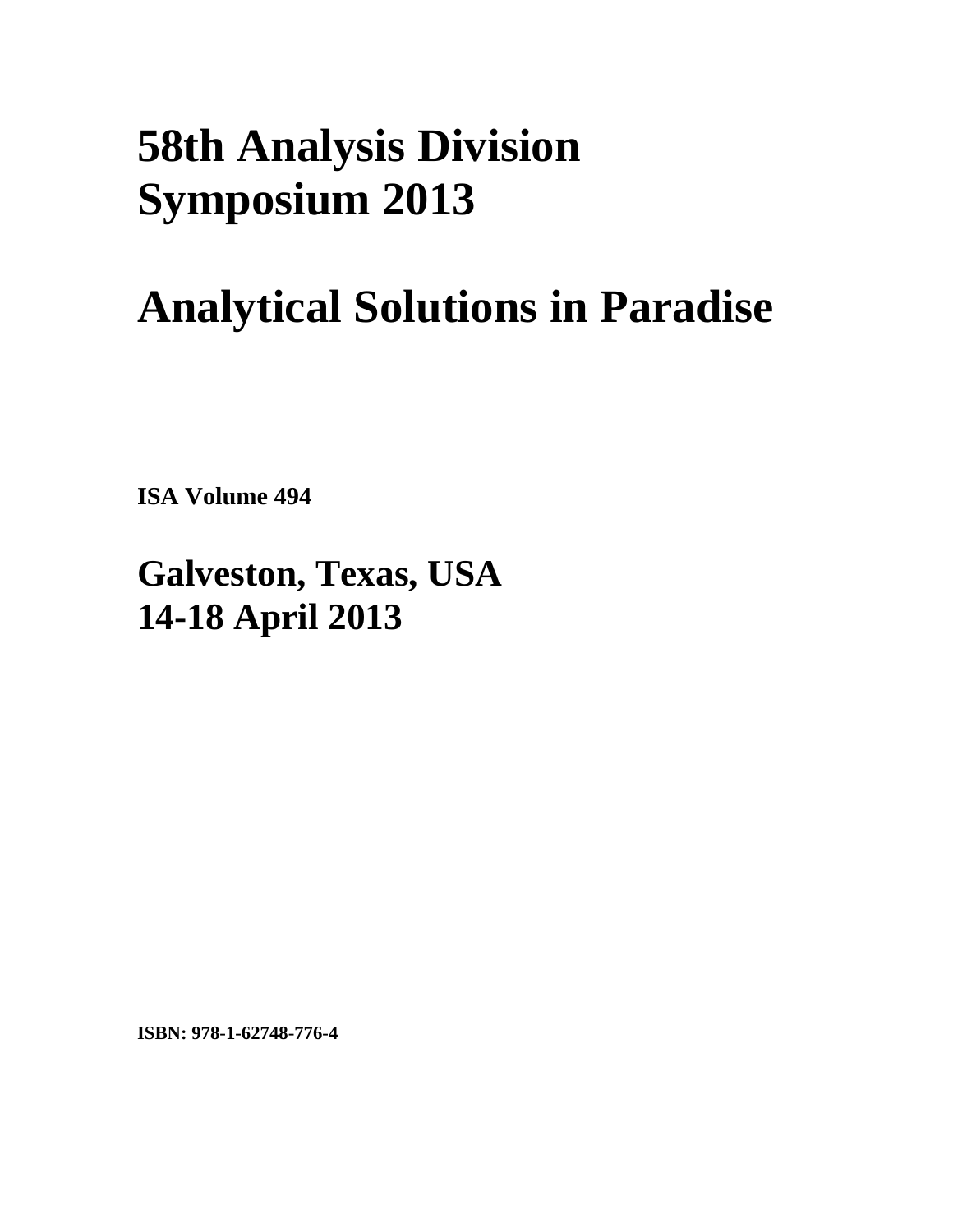# 58th Analysis Division Symposium 2013

# Analytical Solutions in Paradise

**ISA Volume 494**

## Galveston, Texas, USA
## 14-18 April 2013

**ISBN: 978-1-62748-776-4**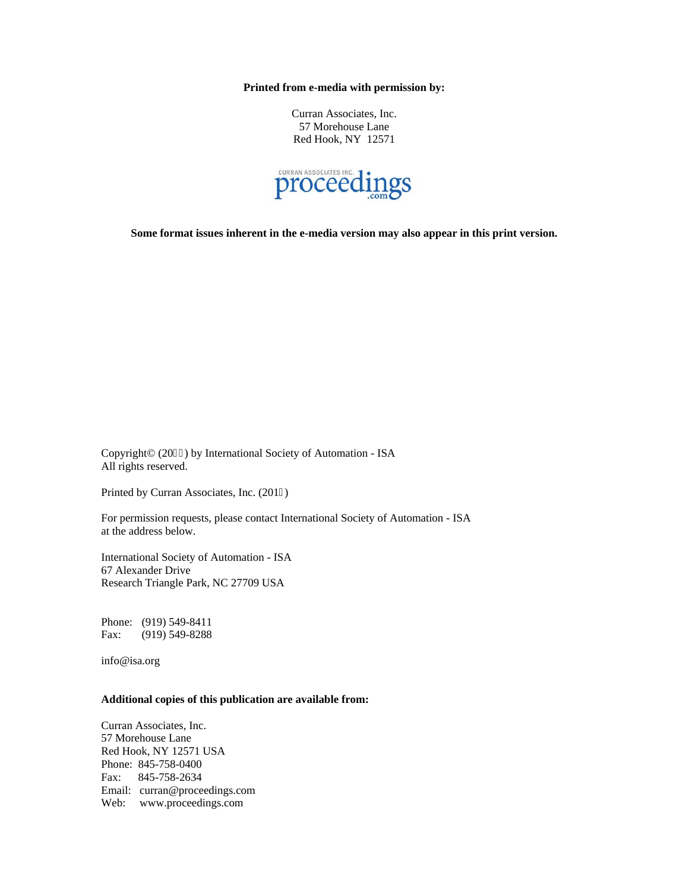**Printed from e-media with permission by:**

Curran Associates, Inc.
57 Morehouse Lane
Red Hook, NY 12571

**Some format issues inherent in the e-media version may also appear in this print version.**

Copyright© (20) by International Society of Automation - ISA
All rights reserved.

Printed by Curran Associates, Inc. (201)

For permission requests, please contact International Society of Automation - ISA at the address below.

International Society of Automation - ISA
67 Alexander Drive
Research Triangle Park, NC 27709 USA

Phone: (919) 549-8411
Fax: (919) 549-8288

info@isa.org

**Additional copies of this publication are available from:**

Curran Associates, Inc.
57 Morehouse Lane
Red Hook, NY 12571 USA
Phone: 845-758-0400
Fax: 845-758-2634
Email: curran@proceedings.com
Web: www.proceedings.com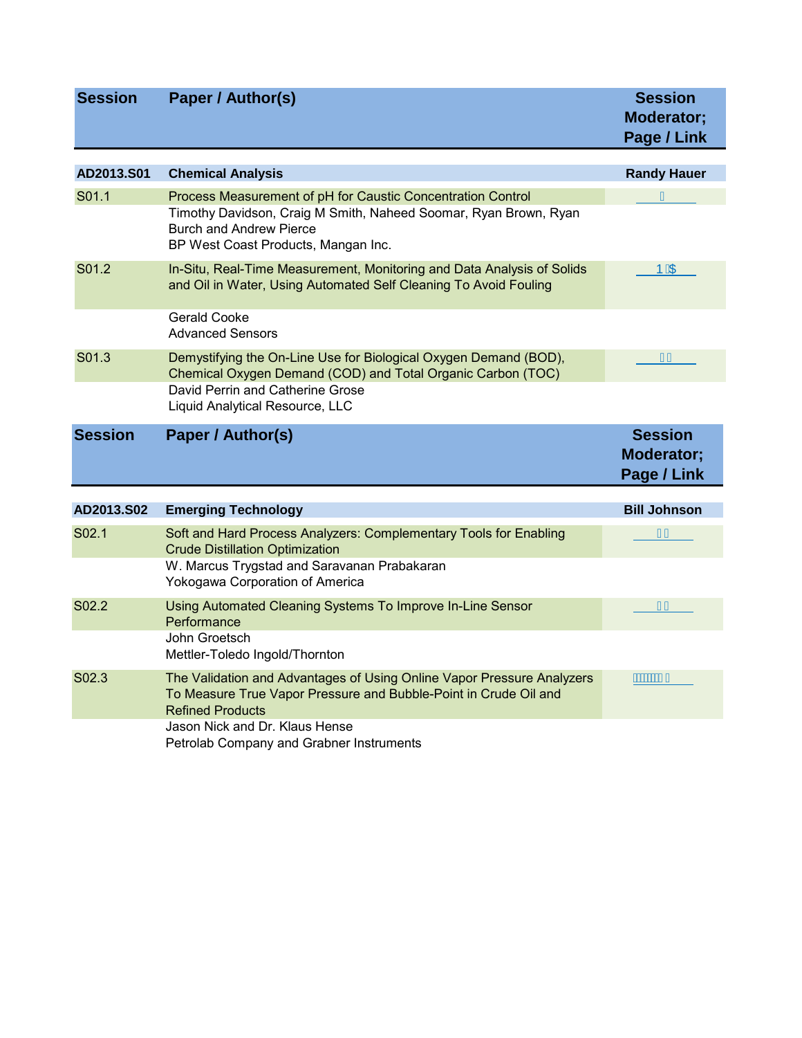| Session | Paper / Author(s) | Session Moderator; Page / Link |
|---|---|---|
| **AD2013.S01** | **Chemical Analysis** | **Randy Hauer** |
| S01.1 | Process Measurement of pH for Caustic Concentration Control<br>Timothy Davidson, Craig M Smith, Naheed Soomar, Ryan Brown, Ryan Burch and Andrew Pierce<br>BP West Coast Products, Mangan Inc. | |
| S01.2 | In-Situ, Real-Time Measurement, Monitoring and Data Analysis of Solids and Oil in Water, Using Automated Self Cleaning To Avoid Fouling<br>Gerald Cooke<br>Advanced Sensors | 1 $ |
| S01.3 | Demystifying the On-Line Use for Biological Oxygen Demand (BOD), Chemical Oxygen Demand (COD) and Total Organic Carbon (TOC)<br>David Perrin and Catherine Grose<br>Liquid Analytical Resource, LLC | |

| Session | Paper / Author(s) | Session Moderator; Page / Link |
|---|---|---|
| **AD2013.S02** | **Emerging Technology** | **Bill Johnson** |
| S02.1 | Soft and Hard Process Analyzers: Complementary Tools for Enabling Crude Distillation Optimization<br>W. Marcus Trygstad and Saravanan Prabakaran<br>Yokogawa Corporation of America | |
| S02.2 | Using Automated Cleaning Systems To Improve In-Line Sensor Performance<br>John Groetsch<br>Mettler-Toledo Ingold/Thornton | |
| S02.3 | The Validation and Advantages of Using Online Vapor Pressure Analyzers To Measure True Vapor Pressure and Bubble-Point in Crude Oil and Refined Products<br>Jason Nick and Dr. Klaus Hense<br>Petrolab Company and Grabner Instruments | |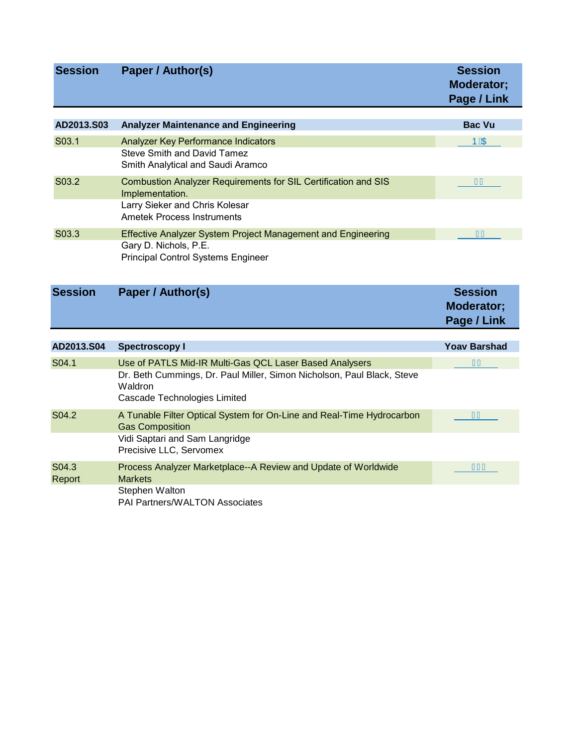| Session | Paper / Author(s) | Session Moderator; Page / Link |
|---|---|---|
| **AD2013.S03** | **Analyzer Maintenance and Engineering** | **Bac Vu** |
| S03.1 | Analyzer Key Performance Indicators<br>Steve Smith and David Tamez<br>Smith Analytical and Saudi Aramco | 1 $ |
| S03.2 | Combustion Analyzer Requirements for SIL Certification and SIS Implementation.<br>Larry Sieker and Chris Kolesar<br>Ametek Process Instruments | |
| S03.3 | Effective Analyzer System Project Management and Engineering<br>Gary D. Nichols, P.E.<br>Principal Control Systems Engineer | |

| Session | Paper / Author(s) | Session Moderator; Page / Link |
|---|---|---|
| **AD2013.S04** | **Spectroscopy I** | **Yoav Barshad** |
| S04.1 | Use of PATLS Mid-IR Multi-Gas QCL Laser Based Analysers<br>Dr. Beth Cummings, Dr. Paul Miller, Simon Nicholson, Paul Black, Steve Waldron<br>Cascade Technologies Limited | |
| S04.2 | A Tunable Filter Optical System for On-Line and Real-Time Hydrocarbon Gas Composition<br>Vidi Saptari and Sam Langridge<br>Precisive LLC, Servomex | |
| S04.3 Report | Process Analyzer Marketplace--A Review and Update of Worldwide Markets<br>Stephen Walton<br>PAI Partners/WALTON Associates | |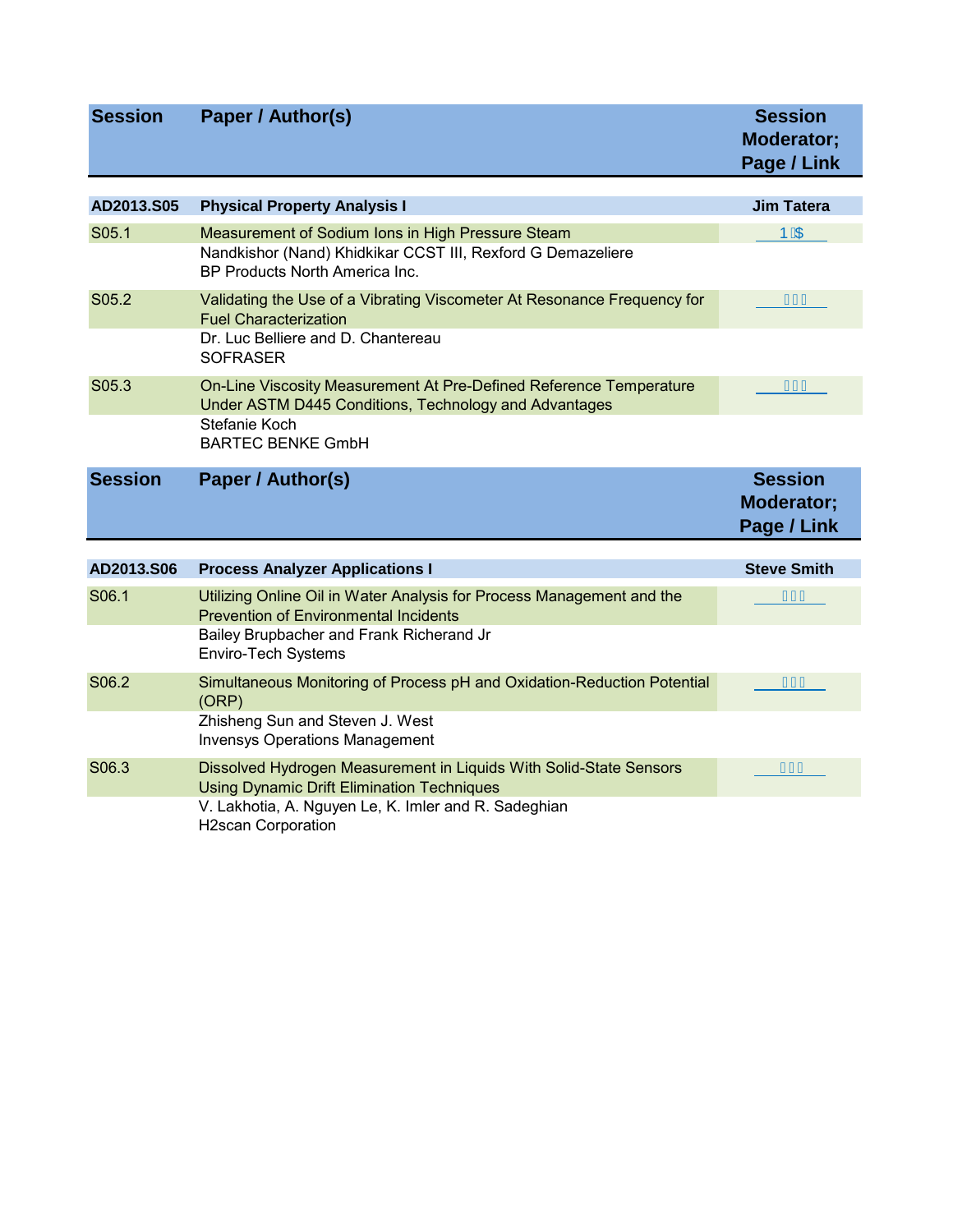| Session | Paper / Author(s) | Session Moderator; Page / Link |
|---|---|---|
| **AD2013.S05** | **Physical Property Analysis I** | **Jim Tatera** |
| S05.1 | Measurement of Sodium Ions in High Pressure Steam<br>Nandkishor (Nand) Khidkikar CCST III, Rexford G Demazeliere<br>BP Products North America Inc. | 1 |
| S05.2 | Validating the Use of a Vibrating Viscometer At Resonance Frequency for Fuel Characterization<br>Dr. Luc Belliere and D. Chantereau<br>SOFRASER | |
| S05.3 | On-Line Viscosity Measurement At Pre-Defined Reference Temperature Under ASTM D445 Conditions, Technology and Advantages<br>Stefanie Koch<br>BARTEC BENKE GmbH | |

| Session | Paper / Author(s) | Session Moderator; Page / Link |
|---|---|---|
| **AD2013.S06** | **Process Analyzer Applications I** | **Steve Smith** |
| S06.1 | Utilizing Online Oil in Water Analysis for Process Management and the Prevention of Environmental Incidents<br>Bailey Brupbacher and Frank Richerand Jr<br>Enviro-Tech Systems | |
| S06.2 | Simultaneous Monitoring of Process pH and Oxidation-Reduction Potential (ORP)<br>Zhisheng Sun and Steven J. West<br>Invensys Operations Management | |
| S06.3 | Dissolved Hydrogen Measurement in Liquids With Solid-State Sensors Using Dynamic Drift Elimination Techniques<br>V. Lakhotia, A. Nguyen Le, K. Imler and R. Sadeghian<br>H2scan Corporation | |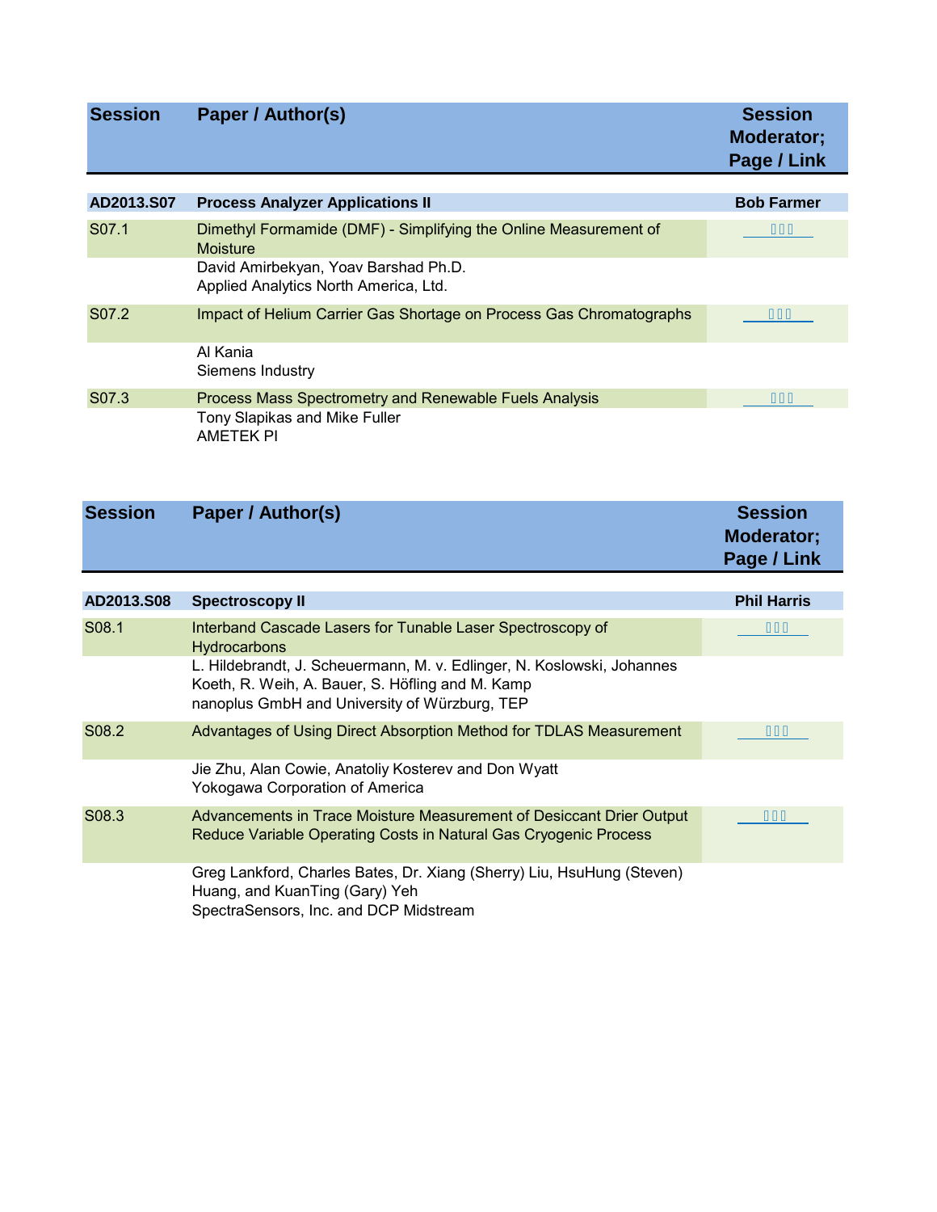| Session | Paper / Author(s) | Session Moderator; Page / Link |
|---|---|---|
| **AD2013.S07** | **Process Analyzer Applications II** | **Bob Farmer** |
| S07.1 | Dimethyl Formamide (DMF) - Simplifying the Online Measurement of Moisture | |
| | David Amirbekyan, Yoav Barshad Ph.D.<br>Applied Analytics North America, Ltd. | |
| S07.2 | Impact of Helium Carrier Gas Shortage on Process Gas Chromatographs | |
| | Al Kania<br>Siemens Industry | |
| S07.3 | Process Mass Spectrometry and Renewable Fuels Analysis | |
| | Tony Slapikas and Mike Fuller<br>AMETEK PI | |

| Session | Paper / Author(s) | Session Moderator; Page / Link |
|---|---|---|
| **AD2013.S08** | **Spectroscopy II** | **Phil Harris** |
| S08.1 | Interband Cascade Lasers for Tunable Laser Spectroscopy of Hydrocarbons | |
| | L. Hildebrandt, J. Scheuermann, M. v. Edlinger, N. Koslowski, Johannes Koeth, R. Weih, A. Bauer, S. Höfling and M. Kamp<br>nanoplus GmbH and University of Würzburg, TEP | |
| S08.2 | Advantages of Using Direct Absorption Method for TDLAS Measurement | |
| | Jie Zhu, Alan Cowie, Anatoliy Kosterev and Don Wyatt<br>Yokogawa Corporation of America | |
| S08.3 | Advancements in Trace Moisture Measurement of Desiccant Drier Output Reduce Variable Operating Costs in Natural Gas Cryogenic Process | |
| | Greg Lankford, Charles Bates, Dr. Xiang (Sherry) Liu, HsuHung (Steven) Huang, and KuanTing (Gary) Yeh<br>SpectraSensors, Inc. and DCP Midstream | |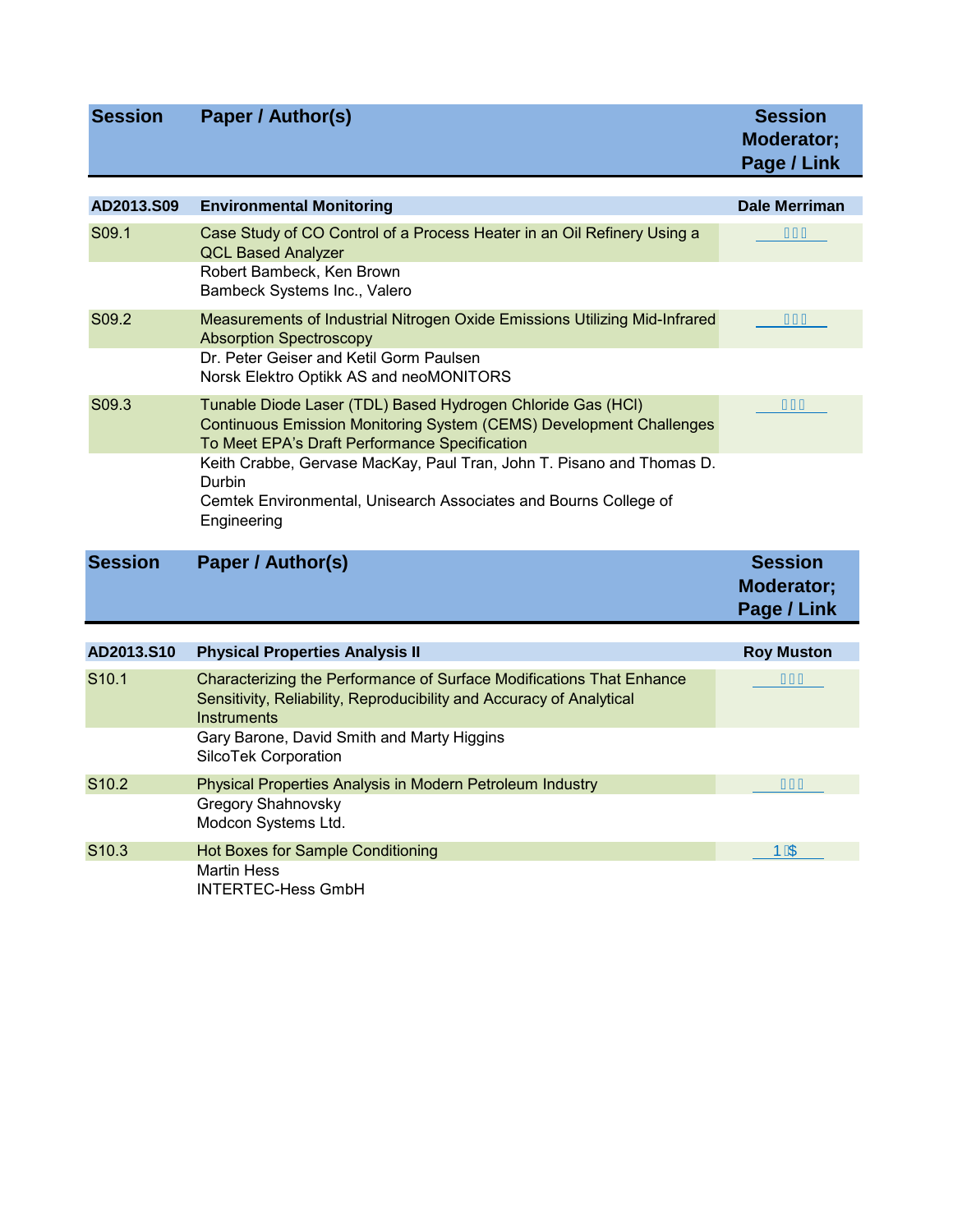| Session | Paper / Author(s) | Session Moderator; Page / Link |
|---|---|---|
| **AD2013.S09** | **Environmental Monitoring** | **Dale Merriman** |
| S09.1 | Case Study of CO Control of a Process Heater in an Oil Refinery Using a QCL Based Analyzer<br>Robert Bambeck, Ken Brown<br>Bambeck Systems Inc., Valero | ▯▯▯ |
| S09.2 | Measurements of Industrial Nitrogen Oxide Emissions Utilizing Mid-Infrared Absorption Spectroscopy<br>Dr. Peter Geiser and Ketil Gorm Paulsen<br>Norsk Elektro Optikk AS and neoMONITORS | ▯▯▯ |
| S09.3 | Tunable Diode Laser (TDL) Based Hydrogen Chloride Gas (HCl) Continuous Emission Monitoring System (CEMS) Development Challenges To Meet EPA's Draft Performance Specification<br>Keith Crabbe, Gervase MacKay, Paul Tran, John T. Pisano and Thomas D. Durbin<br>Cemtek Environmental, Unisearch Associates and Bourns College of Engineering | ▯▯▯ |

| Session | Paper / Author(s) | Session Moderator; Page / Link |
|---|---|---|
| **AD2013.S10** | **Physical Properties Analysis II** | **Roy Muston** |
| S10.1 | Characterizing the Performance of Surface Modifications That Enhance Sensitivity, Reliability, Reproducibility and Accuracy of Analytical Instruments<br>Gary Barone, David Smith and Marty Higgins<br>SilcoTek Corporation | ▯▯▯ |
| S10.2 | Physical Properties Analysis in Modern Petroleum Industry<br>Gregory Shahnovsky<br>Modcon Systems Ltd. | ▯▯▯ |
| S10.3 | Hot Boxes for Sample Conditioning<br>Martin Hess<br>INTERTEC-Hess GmbH | 1▯$ |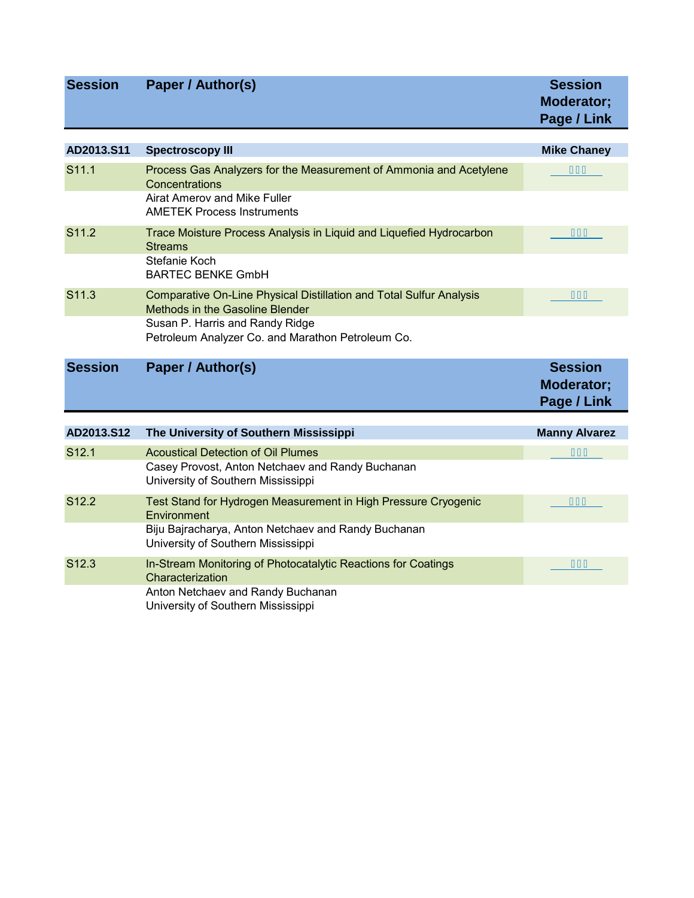| Session | Paper / Author(s) | Session Moderator; Page / Link |
|---|---|---|
| **AD2013.S11** | **Spectroscopy III** | **Mike Chaney** |
| S11.1 | Process Gas Analyzers for the Measurement of Ammonia and Acetylene Concentrations<br>Airat Amerov and Mike Fuller<br>AMETEK Process Instruments | |
| S11.2 | Trace Moisture Process Analysis in Liquid and Liquefied Hydrocarbon Streams<br>Stefanie Koch<br>BARTEC BENKE GmbH | |
| S11.3 | Comparative On-Line Physical Distillation and Total Sulfur Analysis Methods in the Gasoline Blender<br>Susan P. Harris and Randy Ridge<br>Petroleum Analyzer Co. and Marathon Petroleum Co. | |

| Session | Paper / Author(s) | Session Moderator; Page / Link |
|---|---|---|
| **AD2013.S12** | **The University of Southern Mississippi** | **Manny Alvarez** |
| S12.1 | Acoustical Detection of Oil Plumes<br>Casey Provost, Anton Netchaev and Randy Buchanan<br>University of Southern Mississippi | |
| S12.2 | Test Stand for Hydrogen Measurement in High Pressure Cryogenic Environment<br>Biju Bajracharya, Anton Netchaev and Randy Buchanan<br>University of Southern Mississippi | |
| S12.3 | In-Stream Monitoring of Photocatalytic Reactions for Coatings Characterization<br>Anton Netchaev and Randy Buchanan<br>University of Southern Mississippi | |